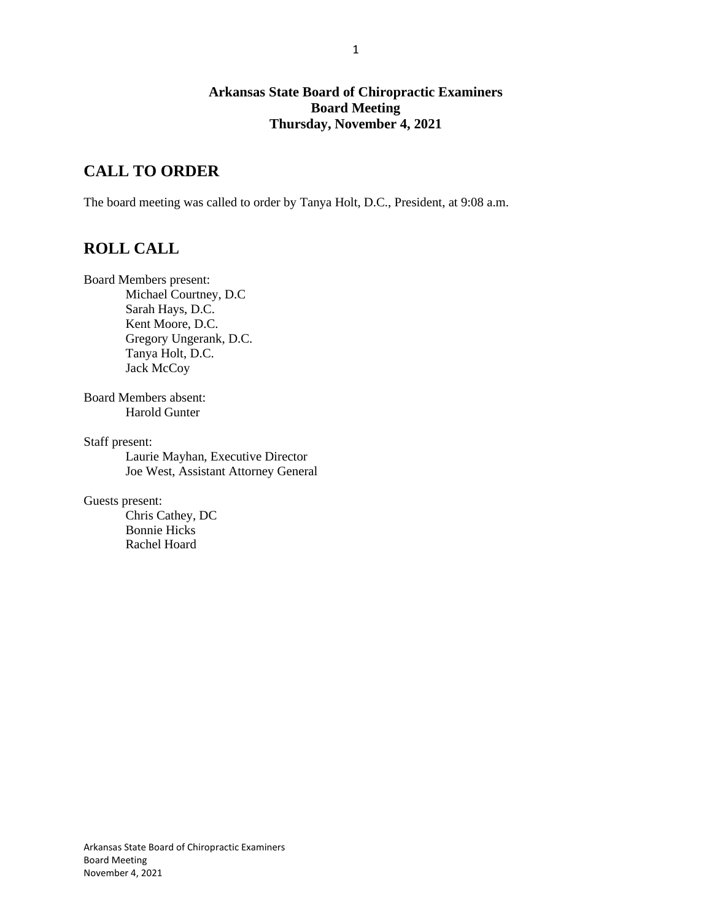**Arkansas State Board of Chiropractic Examiners**
**Board Meeting**
**Thursday, November 4, 2021**

## CALL TO ORDER

The board meeting was called to order by Tanya Holt, D.C., President, at 9:08 a.m.

## ROLL CALL

Board Members present:
- Michael Courtney, D.C
- Sarah Hays, D.C.
- Kent Moore, D.C.
- Gregory Ungerank, D.C.
- Tanya Holt, D.C.
- Jack McCoy

Board Members absent:
- Harold Gunter

Staff present:
- Laurie Mayhan, Executive Director
- Joe West, Assistant Attorney General

Guests present:
- Chris Cathey, DC
- Bonnie Hicks
- Rachel Hoard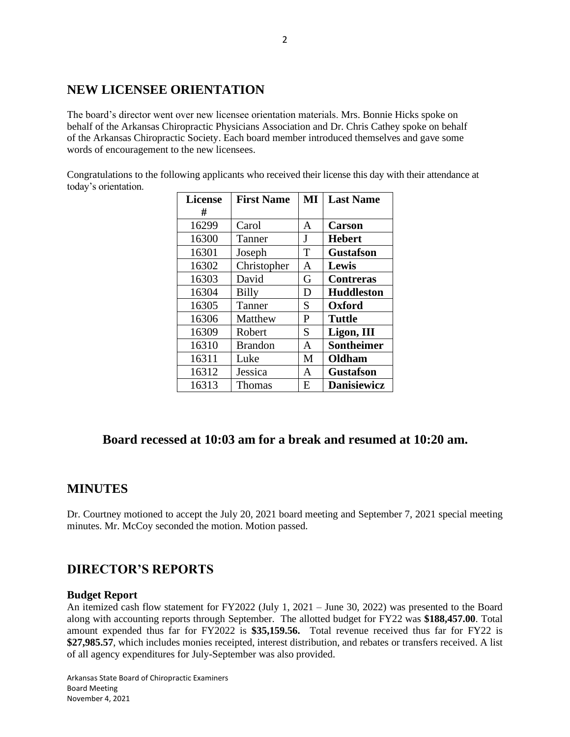## NEW LICENSEE ORIENTATION

The board's director went over new licensee orientation materials. Mrs. Bonnie Hicks spoke on behalf of the Arkansas Chiropractic Physicians Association and Dr. Chris Cathey spoke on behalf of the Arkansas Chiropractic Society. Each board member introduced themselves and gave some words of encouragement to the new licensees.

Congratulations to the following applicants who received their license this day with their attendance at today's orientation.

| License # | First Name | MI | Last Name |
|---|---|---|---|
| 16299 | Carol | A | **Carson** |
| 16300 | Tanner | J | **Hebert** |
| 16301 | Joseph | T | **Gustafson** |
| 16302 | Christopher | A | **Lewis** |
| 16303 | David | G | **Contreras** |
| 16304 | Billy | D | **Huddleston** |
| 16305 | Tanner | S | **Oxford** |
| 16306 | Matthew | P | **Tuttle** |
| 16309 | Robert | S | **Ligon, III** |
| 16310 | Brandon | A | **Sontheimer** |
| 16311 | Luke | M | **Oldham** |
| 16312 | Jessica | A | **Gustafson** |
| 16313 | Thomas | E | **Danisiewicz** |

### Board recessed at 10:03 am for a break and resumed at 10:20 am.

## MINUTES

Dr. Courtney motioned to accept the July 20, 2021 board meeting and September 7, 2021 special meeting minutes. Mr. McCoy seconded the motion. Motion passed.

## DIRECTOR'S REPORTS

**Budget Report**

An itemized cash flow statement for FY2022 (July 1, 2021 – June 30, 2022) was presented to the Board along with accounting reports through September. The allotted budget for FY22 was **$188,457.00**. Total amount expended thus far for FY2022 is **$35,159.56.** Total revenue received thus far for FY22 is **$27,985.57**, which includes monies receipted, interest distribution, and rebates or transfers received. A list of all agency expenditures for July-September was also provided.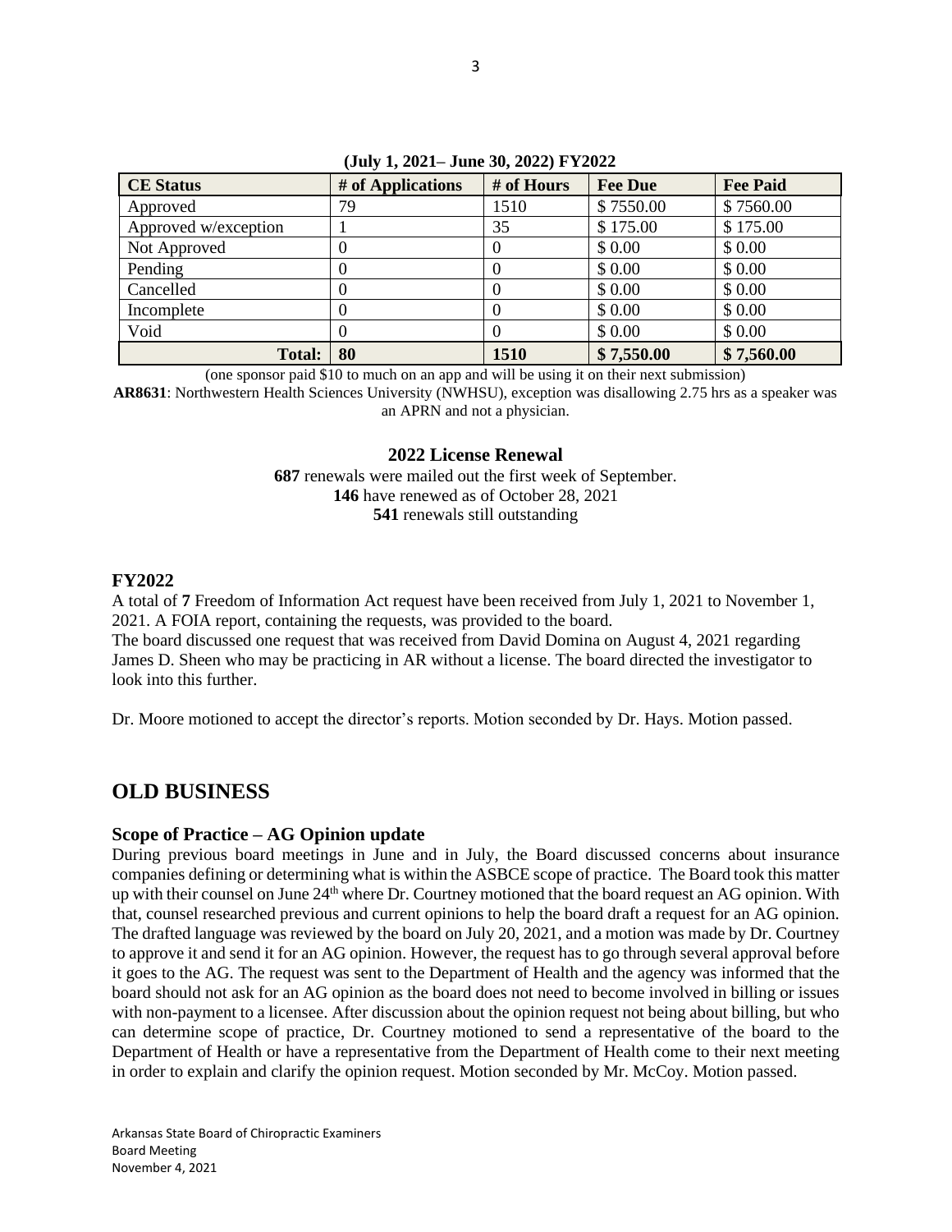**(July 1, 2021– June 30, 2022) FY2022**

| CE Status | # of Applications | # of Hours | Fee Due | Fee Paid |
|---|---|---|---|---|
| Approved | 79 | 1510 | $ 7550.00 | $ 7560.00 |
| Approved w/exception | 1 | 35 | $ 175.00 | $ 175.00 |
| Not Approved | 0 | 0 | $ 0.00 | $ 0.00 |
| Pending | 0 | 0 | $ 0.00 | $ 0.00 |
| Cancelled | 0 | 0 | $ 0.00 | $ 0.00 |
| Incomplete | 0 | 0 | $ 0.00 | $ 0.00 |
| Void | 0 | 0 | $ 0.00 | $ 0.00 |
| **Total:** | **80** | **1510** | **$ 7,550.00** | **$ 7,560.00** |

(one sponsor paid $10 to much on an app and will be using it on their next submission)

**AR8631**: Northwestern Health Sciences University (NWHSU), exception was disallowing 2.75 hrs as a speaker was an APRN and not a physician.

**2022 License Renewal**

**687** renewals were mailed out the first week of September.
**146** have renewed as of October 28, 2021
**541** renewals still outstanding

### FY2022

A total of **7** Freedom of Information Act request have been received from July 1, 2021 to November 1, 2021. A FOIA report, containing the requests, was provided to the board.
The board discussed one request that was received from David Domina on August 4, 2021 regarding James D. Sheen who may be practicing in AR without a license. The board directed the investigator to look into this further.

Dr. Moore motioned to accept the director's reports. Motion seconded by Dr. Hays. Motion passed.

## OLD BUSINESS

### Scope of Practice – AG Opinion update

During previous board meetings in June and in July, the Board discussed concerns about insurance companies defining or determining what is within the ASBCE scope of practice. The Board took this matter up with their counsel on June 24th where Dr. Courtney motioned that the board request an AG opinion. With that, counsel researched previous and current opinions to help the board draft a request for an AG opinion. The drafted language was reviewed by the board on July 20, 2021, and a motion was made by Dr. Courtney to approve it and send it for an AG opinion. However, the request has to go through several approval before it goes to the AG. The request was sent to the Department of Health and the agency was informed that the board should not ask for an AG opinion as the board does not need to become involved in billing or issues with non-payment to a licensee. After discussion about the opinion request not being about billing, but who can determine scope of practice, Dr. Courtney motioned to send a representative of the board to the Department of Health or have a representative from the Department of Health come to their next meeting in order to explain and clarify the opinion request. Motion seconded by Mr. McCoy. Motion passed.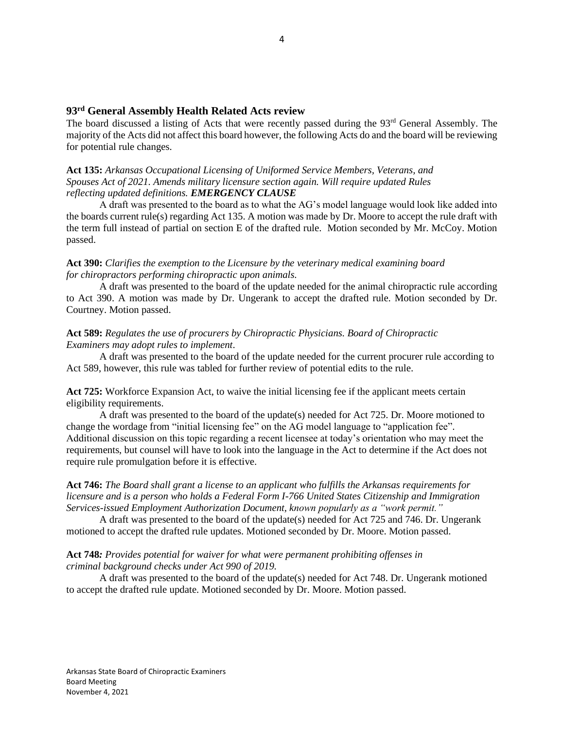## 93rd General Assembly Health Related Acts review

The board discussed a listing of Acts that were recently passed during the 93rd General Assembly. The majority of the Acts did not affect this board however, the following Acts do and the board will be reviewing for potential rule changes.

**Act 135:** *Arkansas Occupational Licensing of Uniformed Service Members, Veterans, and Spouses Act of 2021. Amends military licensure section again. Will require updated Rules reflecting updated definitions.* ***EMERGENCY CLAUSE***

A draft was presented to the board as to what the AG's model language would look like added into the boards current rule(s) regarding Act 135. A motion was made by Dr. Moore to accept the rule draft with the term full instead of partial on section E of the drafted rule. Motion seconded by Mr. McCoy. Motion passed.

**Act 390:** *Clarifies the exemption to the Licensure by the veterinary medical examining board for chiropractors performing chiropractic upon animals.*

A draft was presented to the board of the update needed for the animal chiropractic rule according to Act 390. A motion was made by Dr. Ungerank to accept the drafted rule. Motion seconded by Dr. Courtney. Motion passed.

**Act 589:** *Regulates the use of procurers by Chiropractic Physicians. Board of Chiropractic Examiners may adopt rules to implement.*

A draft was presented to the board of the update needed for the current procurer rule according to Act 589, however, this rule was tabled for further review of potential edits to the rule.

**Act 725:** Workforce Expansion Act, to waive the initial licensing fee if the applicant meets certain eligibility requirements.

A draft was presented to the board of the update(s) needed for Act 725. Dr. Moore motioned to change the wordage from "initial licensing fee" on the AG model language to "application fee". Additional discussion on this topic regarding a recent licensee at today's orientation who may meet the requirements, but counsel will have to look into the language in the Act to determine if the Act does not require rule promulgation before it is effective.

**Act 746:** *The Board shall grant a license to an applicant who fulfills the Arkansas requirements for licensure and is a person who holds a Federal Form I-766 United States Citizenship and Immigration Services-issued Employment Authorization Document, known popularly as a "work permit."*

A draft was presented to the board of the update(s) needed for Act 725 and 746. Dr. Ungerank motioned to accept the drafted rule updates. Motioned seconded by Dr. Moore. Motion passed.

**Act 748***: Provides potential for waiver for what were permanent prohibiting offenses in criminal background checks under Act 990 of 2019.*

A draft was presented to the board of the update(s) needed for Act 748. Dr. Ungerank motioned to accept the drafted rule update. Motioned seconded by Dr. Moore. Motion passed.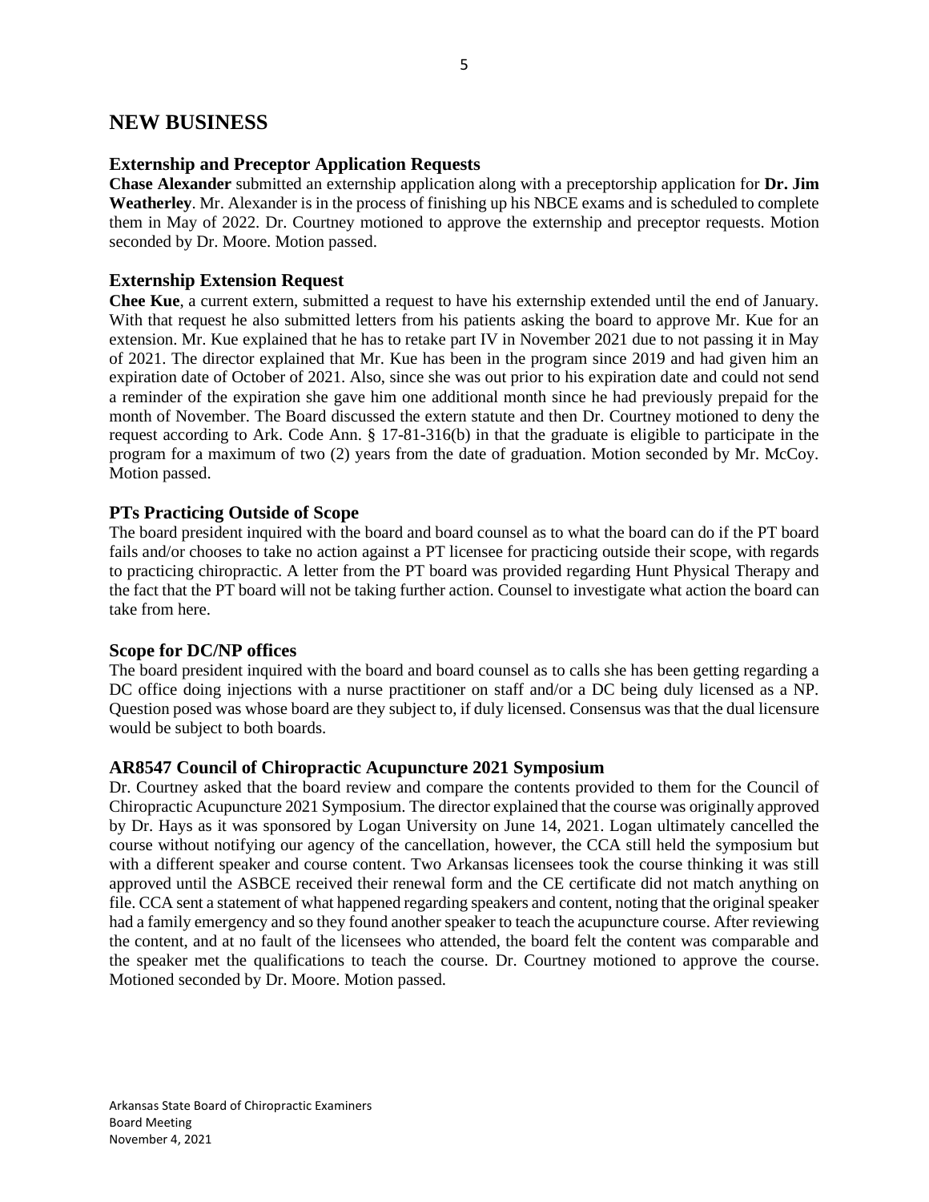# NEW BUSINESS

## Externship and Preceptor Application Requests

**Chase Alexander** submitted an externship application along with a preceptorship application for **Dr. Jim Weatherley**. Mr. Alexander is in the process of finishing up his NBCE exams and is scheduled to complete them in May of 2022. Dr. Courtney motioned to approve the externship and preceptor requests. Motion seconded by Dr. Moore. Motion passed.

## Externship Extension Request

**Chee Kue**, a current extern, submitted a request to have his externship extended until the end of January. With that request he also submitted letters from his patients asking the board to approve Mr. Kue for an extension. Mr. Kue explained that he has to retake part IV in November 2021 due to not passing it in May of 2021. The director explained that Mr. Kue has been in the program since 2019 and had given him an expiration date of October of 2021. Also, since she was out prior to his expiration date and could not send a reminder of the expiration she gave him one additional month since he had previously prepaid for the month of November. The Board discussed the extern statute and then Dr. Courtney motioned to deny the request according to Ark. Code Ann. § 17-81-316(b) in that the graduate is eligible to participate in the program for a maximum of two (2) years from the date of graduation. Motion seconded by Mr. McCoy. Motion passed.

## PTs Practicing Outside of Scope

The board president inquired with the board and board counsel as to what the board can do if the PT board fails and/or chooses to take no action against a PT licensee for practicing outside their scope, with regards to practicing chiropractic. A letter from the PT board was provided regarding Hunt Physical Therapy and the fact that the PT board will not be taking further action. Counsel to investigate what action the board can take from here.

## Scope for DC/NP offices

The board president inquired with the board and board counsel as to calls she has been getting regarding a DC office doing injections with a nurse practitioner on staff and/or a DC being duly licensed as a NP. Question posed was whose board are they subject to, if duly licensed. Consensus was that the dual licensure would be subject to both boards.

## AR8547 Council of Chiropractic Acupuncture 2021 Symposium

Dr. Courtney asked that the board review and compare the contents provided to them for the Council of Chiropractic Acupuncture 2021 Symposium. The director explained that the course was originally approved by Dr. Hays as it was sponsored by Logan University on June 14, 2021. Logan ultimately cancelled the course without notifying our agency of the cancellation, however, the CCA still held the symposium but with a different speaker and course content. Two Arkansas licensees took the course thinking it was still approved until the ASBCE received their renewal form and the CE certificate did not match anything on file. CCA sent a statement of what happened regarding speakers and content, noting that the original speaker had a family emergency and so they found another speaker to teach the acupuncture course. After reviewing the content, and at no fault of the licensees who attended, the board felt the content was comparable and the speaker met the qualifications to teach the course. Dr. Courtney motioned to approve the course. Motioned seconded by Dr. Moore. Motion passed.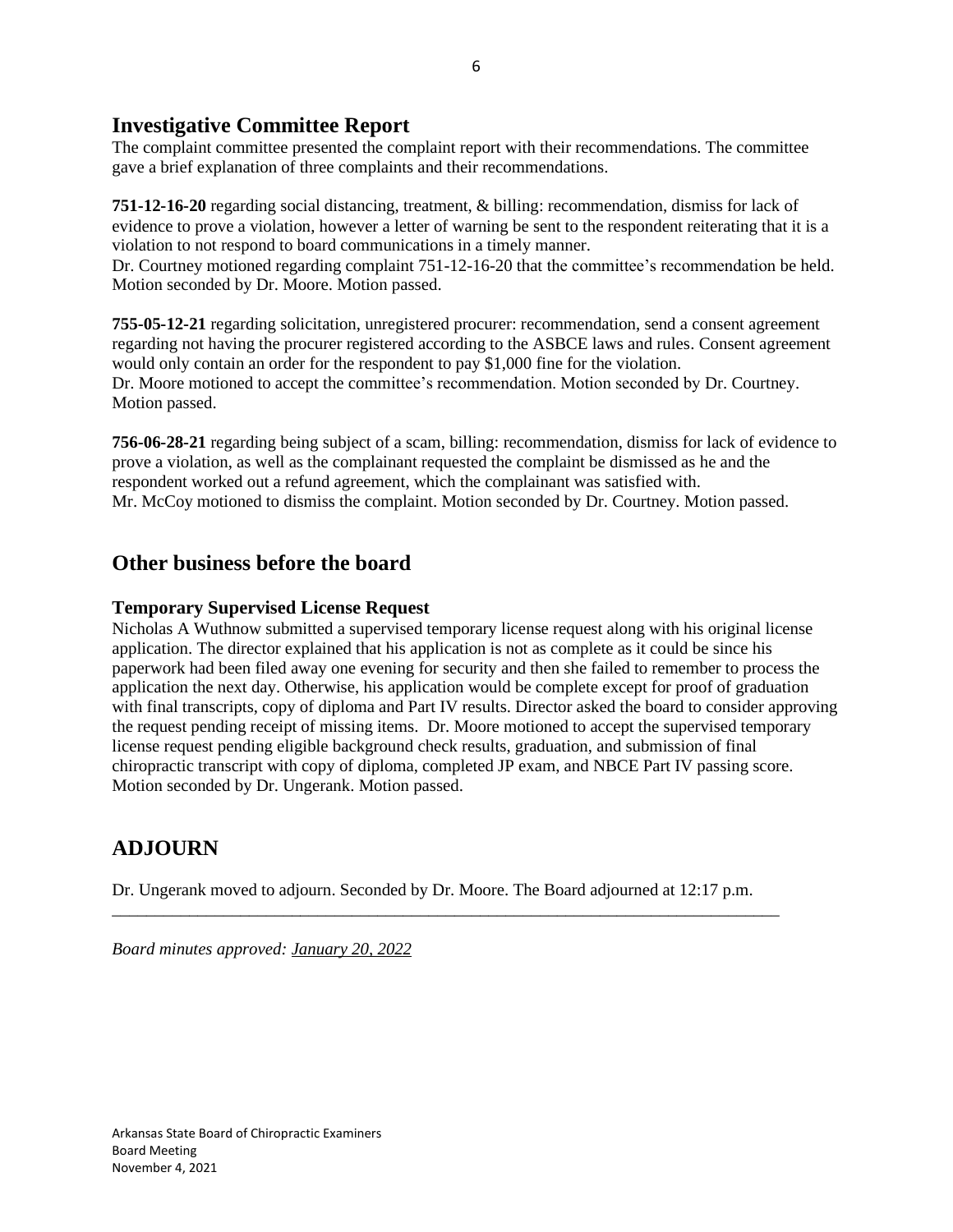## Investigative Committee Report

The complaint committee presented the complaint report with their recommendations. The committee gave a brief explanation of three complaints and their recommendations.

**751-12-16-20** regarding social distancing, treatment, & billing: recommendation, dismiss for lack of evidence to prove a violation, however a letter of warning be sent to the respondent reiterating that it is a violation to not respond to board communications in a timely manner.
Dr. Courtney motioned regarding complaint 751-12-16-20 that the committee's recommendation be held. Motion seconded by Dr. Moore. Motion passed.

**755-05-12-21** regarding solicitation, unregistered procurer: recommendation, send a consent agreement regarding not having the procurer registered according to the ASBCE laws and rules. Consent agreement would only contain an order for the respondent to pay $1,000 fine for the violation.
Dr. Moore motioned to accept the committee's recommendation. Motion seconded by Dr. Courtney. Motion passed.

**756-06-28-21** regarding being subject of a scam, billing: recommendation, dismiss for lack of evidence to prove a violation, as well as the complainant requested the complaint be dismissed as he and the respondent worked out a refund agreement, which the complainant was satisfied with.
Mr. McCoy motioned to dismiss the complaint. Motion seconded by Dr. Courtney. Motion passed.

## Other business before the board

### Temporary Supervised License Request

Nicholas A Wuthnow submitted a supervised temporary license request along with his original license application. The director explained that his application is not as complete as it could be since his paperwork had been filed away one evening for security and then she failed to remember to process the application the next day. Otherwise, his application would be complete except for proof of graduation with final transcripts, copy of diploma and Part IV results. Director asked the board to consider approving the request pending receipt of missing items. Dr. Moore motioned to accept the supervised temporary license request pending eligible background check results, graduation, and submission of final chiropractic transcript with copy of diploma, completed JP exam, and NBCE Part IV passing score. Motion seconded by Dr. Ungerank. Motion passed.

## ADJOURN

Dr. Ungerank moved to adjourn. Seconded by Dr. Moore. The Board adjourned at 12:17 p.m.

---

*Board minutes approved: January 20, 2022*